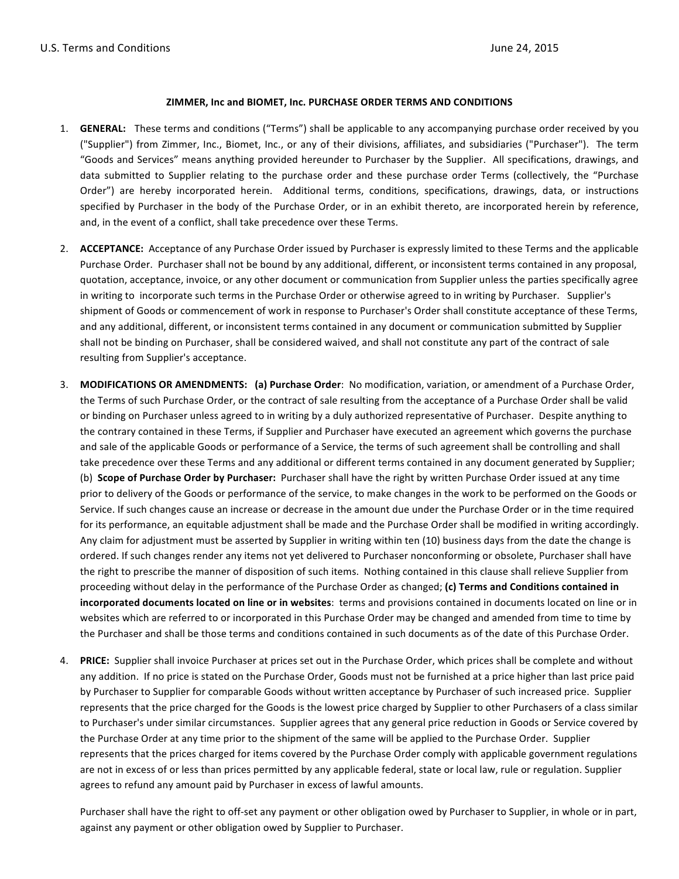U.S. Terms and Conditions June 24, 2015

# ZIMMER, Inc and BIOMET, Inc. PURCHASE ORDER TERMS AND CONDITIONS

1. **GENERAL:** These terms and conditions ("Terms") shall be applicable to any accompanying purchase order received by you ("Supplier") from Zimmer, Inc., Biomet, Inc., or any of their divisions, affiliates, and subsidiaries ("Purchaser"). The term "Goods and Services" means anything provided hereunder to Purchaser by the Supplier. All specifications, drawings, and data submitted to Supplier relating to the purchase order and these purchase order Terms (collectively, the "Purchase Order") are hereby incorporated herein. Additional terms, conditions, specifications, drawings, data, or instructions specified by Purchaser in the body of the Purchase Order, or in an exhibit thereto, are incorporated herein by reference, and, in the event of a conflict, shall take precedence over these Terms.

2. **ACCEPTANCE:** Acceptance of any Purchase Order issued by Purchaser is expressly limited to these Terms and the applicable Purchase Order. Purchaser shall not be bound by any additional, different, or inconsistent terms contained in any proposal, quotation, acceptance, invoice, or any other document or communication from Supplier unless the parties specifically agree in writing to incorporate such terms in the Purchase Order or otherwise agreed to in writing by Purchaser. Supplier's shipment of Goods or commencement of work in response to Purchaser's Order shall constitute acceptance of these Terms, and any additional, different, or inconsistent terms contained in any document or communication submitted by Supplier shall not be binding on Purchaser, shall be considered waived, and shall not constitute any part of the contract of sale resulting from Supplier's acceptance.

3. **MODIFICATIONS OR AMENDMENTS:** **(a) Purchase Order**: No modification, variation, or amendment of a Purchase Order, the Terms of such Purchase Order, or the contract of sale resulting from the acceptance of a Purchase Order shall be valid or binding on Purchaser unless agreed to in writing by a duly authorized representative of Purchaser. Despite anything to the contrary contained in these Terms, if Supplier and Purchaser have executed an agreement which governs the purchase and sale of the applicable Goods or performance of a Service, the terms of such agreement shall be controlling and shall take precedence over these Terms and any additional or different terms contained in any document generated by Supplier; (b) **Scope of Purchase Order by Purchaser:** Purchaser shall have the right by written Purchase Order issued at any time prior to delivery of the Goods or performance of the service, to make changes in the work to be performed on the Goods or Service. If such changes cause an increase or decrease in the amount due under the Purchase Order or in the time required for its performance, an equitable adjustment shall be made and the Purchase Order shall be modified in writing accordingly. Any claim for adjustment must be asserted by Supplier in writing within ten (10) business days from the date the change is ordered. If such changes render any items not yet delivered to Purchaser nonconforming or obsolete, Purchaser shall have the right to prescribe the manner of disposition of such items. Nothing contained in this clause shall relieve Supplier from proceeding without delay in the performance of the Purchase Order as changed; **(c) Terms and Conditions contained in incorporated documents located on line or in websites**: terms and provisions contained in documents located on line or in websites which are referred to or incorporated in this Purchase Order may be changed and amended from time to time by the Purchaser and shall be those terms and conditions contained in such documents as of the date of this Purchase Order.

4. **PRICE:** Supplier shall invoice Purchaser at prices set out in the Purchase Order, which prices shall be complete and without any addition. If no price is stated on the Purchase Order, Goods must not be furnished at a price higher than last price paid by Purchaser to Supplier for comparable Goods without written acceptance by Purchaser of such increased price. Supplier represents that the price charged for the Goods is the lowest price charged by Supplier to other Purchasers of a class similar to Purchaser's under similar circumstances. Supplier agrees that any general price reduction in Goods or Service covered by the Purchase Order at any time prior to the shipment of the same will be applied to the Purchase Order. Supplier represents that the prices charged for items covered by the Purchase Order comply with applicable government regulations are not in excess of or less than prices permitted by any applicable federal, state or local law, rule or regulation. Supplier agrees to refund any amount paid by Purchaser in excess of lawful amounts.

   Purchaser shall have the right to off-set any payment or other obligation owed by Purchaser to Supplier, in whole or in part, against any payment or other obligation owed by Supplier to Purchaser.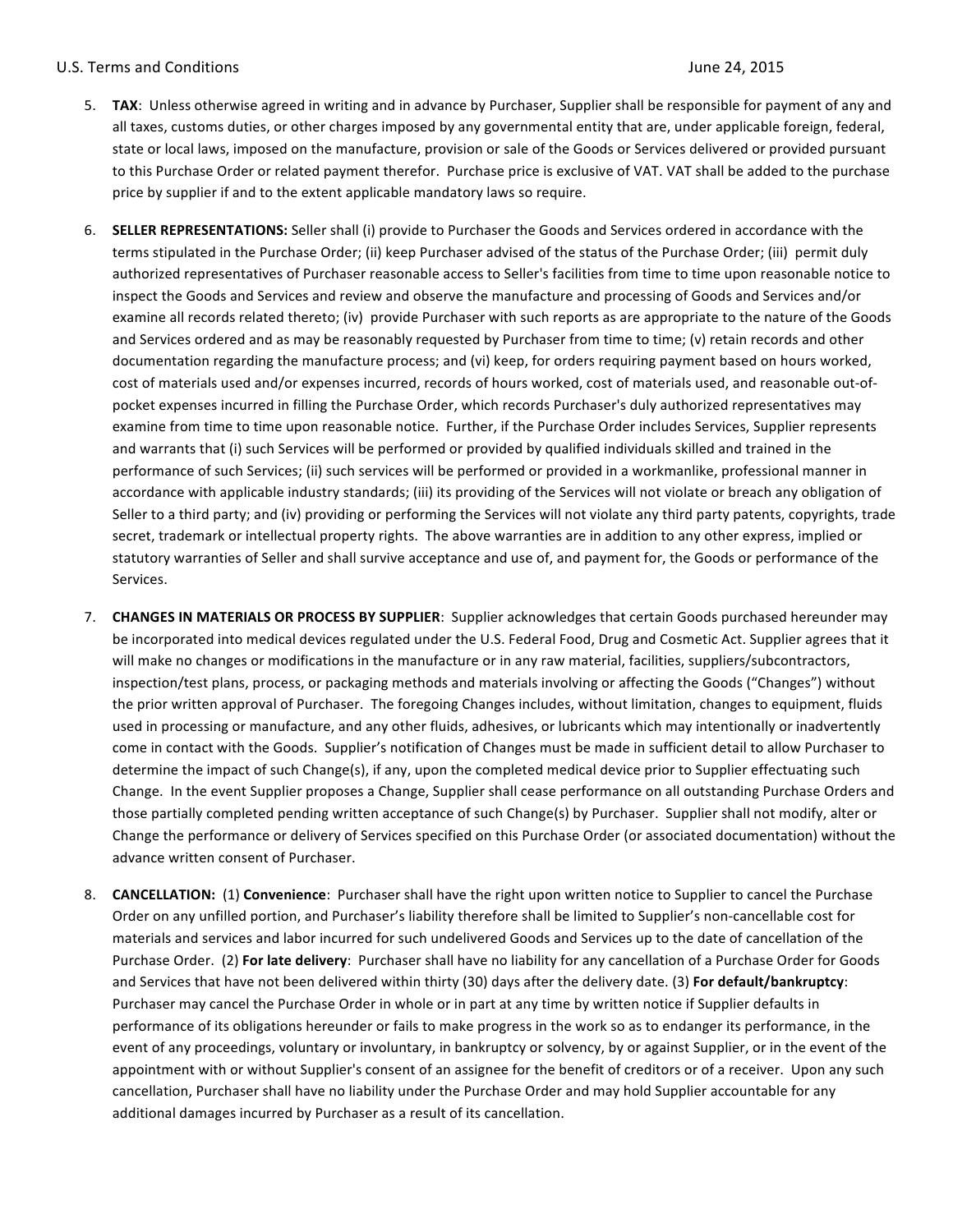5. **TAX**: Unless otherwise agreed in writing and in advance by Purchaser, Supplier shall be responsible for payment of any and all taxes, customs duties, or other charges imposed by any governmental entity that are, under applicable foreign, federal, state or local laws, imposed on the manufacture, provision or sale of the Goods or Services delivered or provided pursuant to this Purchase Order or related payment therefor. Purchase price is exclusive of VAT. VAT shall be added to the purchase price by supplier if and to the extent applicable mandatory laws so require.

6. **SELLER REPRESENTATIONS:** Seller shall (i) provide to Purchaser the Goods and Services ordered in accordance with the terms stipulated in the Purchase Order; (ii) keep Purchaser advised of the status of the Purchase Order; (iii) permit duly authorized representatives of Purchaser reasonable access to Seller's facilities from time to time upon reasonable notice to inspect the Goods and Services and review and observe the manufacture and processing of Goods and Services and/or examine all records related thereto; (iv) provide Purchaser with such reports as are appropriate to the nature of the Goods and Services ordered and as may be reasonably requested by Purchaser from time to time; (v) retain records and other documentation regarding the manufacture process; and (vi) keep, for orders requiring payment based on hours worked, cost of materials used and/or expenses incurred, records of hours worked, cost of materials used, and reasonable out-of-pocket expenses incurred in filling the Purchase Order, which records Purchaser's duly authorized representatives may examine from time to time upon reasonable notice. Further, if the Purchase Order includes Services, Supplier represents and warrants that (i) such Services will be performed or provided by qualified individuals skilled and trained in the performance of such Services; (ii) such services will be performed or provided in a workmanlike, professional manner in accordance with applicable industry standards; (iii) its providing of the Services will not violate or breach any obligation of Seller to a third party; and (iv) providing or performing the Services will not violate any third party patents, copyrights, trade secret, trademark or intellectual property rights. The above warranties are in addition to any other express, implied or statutory warranties of Seller and shall survive acceptance and use of, and payment for, the Goods or performance of the Services.

7. **CHANGES IN MATERIALS OR PROCESS BY SUPPLIER**: Supplier acknowledges that certain Goods purchased hereunder may be incorporated into medical devices regulated under the U.S. Federal Food, Drug and Cosmetic Act. Supplier agrees that it will make no changes or modifications in the manufacture or in any raw material, facilities, suppliers/subcontractors, inspection/test plans, process, or packaging methods and materials involving or affecting the Goods ("Changes") without the prior written approval of Purchaser. The foregoing Changes includes, without limitation, changes to equipment, fluids used in processing or manufacture, and any other fluids, adhesives, or lubricants which may intentionally or inadvertently come in contact with the Goods. Supplier's notification of Changes must be made in sufficient detail to allow Purchaser to determine the impact of such Change(s), if any, upon the completed medical device prior to Supplier effectuating such Change. In the event Supplier proposes a Change, Supplier shall cease performance on all outstanding Purchase Orders and those partially completed pending written acceptance of such Change(s) by Purchaser. Supplier shall not modify, alter or Change the performance or delivery of Services specified on this Purchase Order (or associated documentation) without the advance written consent of Purchaser.

8. **CANCELLATION:** (1) **Convenience**: Purchaser shall have the right upon written notice to Supplier to cancel the Purchase Order on any unfilled portion, and Purchaser's liability therefore shall be limited to Supplier's non-cancellable cost for materials and services and labor incurred for such undelivered Goods and Services up to the date of cancellation of the Purchase Order. (2) **For late delivery**: Purchaser shall have no liability for any cancellation of a Purchase Order for Goods and Services that have not been delivered within thirty (30) days after the delivery date. (3) **For default/bankruptcy**: Purchaser may cancel the Purchase Order in whole or in part at any time by written notice if Supplier defaults in performance of its obligations hereunder or fails to make progress in the work so as to endanger its performance, in the event of any proceedings, voluntary or involuntary, in bankruptcy or solvency, by or against Supplier, or in the event of the appointment with or without Supplier's consent of an assignee for the benefit of creditors or of a receiver. Upon any such cancellation, Purchaser shall have no liability under the Purchase Order and may hold Supplier accountable for any additional damages incurred by Purchaser as a result of its cancellation.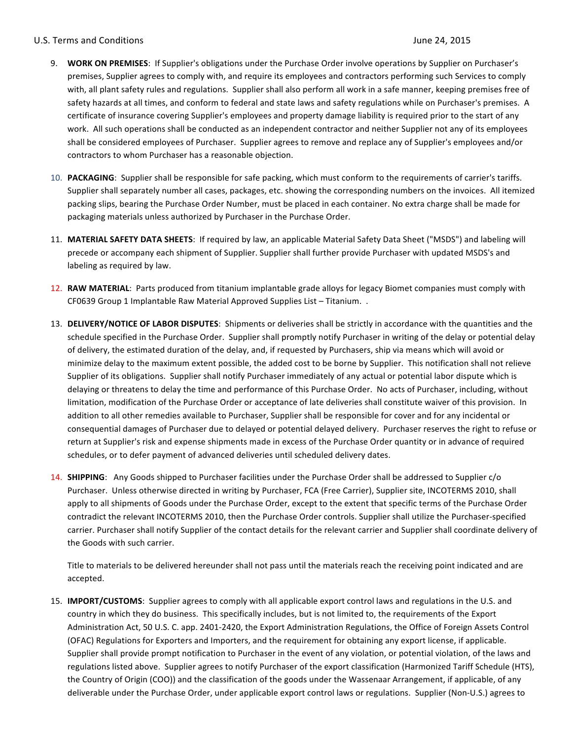9. **WORK ON PREMISES**: If Supplier's obligations under the Purchase Order involve operations by Supplier on Purchaser's premises, Supplier agrees to comply with, and require its employees and contractors performing such Services to comply with, all plant safety rules and regulations. Supplier shall also perform all work in a safe manner, keeping premises free of safety hazards at all times, and conform to federal and state laws and safety regulations while on Purchaser's premises. A certificate of insurance covering Supplier's employees and property damage liability is required prior to the start of any work. All such operations shall be conducted as an independent contractor and neither Supplier not any of its employees shall be considered employees of Purchaser. Supplier agrees to remove and replace any of Supplier's employees and/or contractors to whom Purchaser has a reasonable objection.

10. **PACKAGING**: Supplier shall be responsible for safe packing, which must conform to the requirements of carrier's tariffs. Supplier shall separately number all cases, packages, etc. showing the corresponding numbers on the invoices. All itemized packing slips, bearing the Purchase Order Number, must be placed in each container. No extra charge shall be made for packaging materials unless authorized by Purchaser in the Purchase Order.

11. **MATERIAL SAFETY DATA SHEETS**: If required by law, an applicable Material Safety Data Sheet ("MSDS") and labeling will precede or accompany each shipment of Supplier. Supplier shall further provide Purchaser with updated MSDS's and labeling as required by law.

12. **RAW MATERIAL**: Parts produced from titanium implantable grade alloys for legacy Biomet companies must comply with CF0639 Group 1 Implantable Raw Material Approved Supplies List – Titanium. .

13. **DELIVERY/NOTICE OF LABOR DISPUTES**: Shipments or deliveries shall be strictly in accordance with the quantities and the schedule specified in the Purchase Order. Supplier shall promptly notify Purchaser in writing of the delay or potential delay of delivery, the estimated duration of the delay, and, if requested by Purchasers, ship via means which will avoid or minimize delay to the maximum extent possible, the added cost to be borne by Supplier. This notification shall not relieve Supplier of its obligations. Supplier shall notify Purchaser immediately of any actual or potential labor dispute which is delaying or threatens to delay the time and performance of this Purchase Order. No acts of Purchaser, including, without limitation, modification of the Purchase Order or acceptance of late deliveries shall constitute waiver of this provision. In addition to all other remedies available to Purchaser, Supplier shall be responsible for cover and for any incidental or consequential damages of Purchaser due to delayed or potential delayed delivery. Purchaser reserves the right to refuse or return at Supplier's risk and expense shipments made in excess of the Purchase Order quantity or in advance of required schedules, or to defer payment of advanced deliveries until scheduled delivery dates.

14. **SHIPPING**: Any Goods shipped to Purchaser facilities under the Purchase Order shall be addressed to Supplier c/o Purchaser. Unless otherwise directed in writing by Purchaser, FCA (Free Carrier), Supplier site, INCOTERMS 2010, shall apply to all shipments of Goods under the Purchase Order, except to the extent that specific terms of the Purchase Order contradict the relevant INCOTERMS 2010, then the Purchase Order controls. Supplier shall utilize the Purchaser-specified carrier. Purchaser shall notify Supplier of the contact details for the relevant carrier and Supplier shall coordinate delivery of the Goods with such carrier.

    Title to materials to be delivered hereunder shall not pass until the materials reach the receiving point indicated and are accepted.

15. **IMPORT/CUSTOMS**: Supplier agrees to comply with all applicable export control laws and regulations in the U.S. and country in which they do business. This specifically includes, but is not limited to, the requirements of the Export Administration Act, 50 U.S. C. app. 2401-2420, the Export Administration Regulations, the Office of Foreign Assets Control (OFAC) Regulations for Exporters and Importers, and the requirement for obtaining any export license, if applicable. Supplier shall provide prompt notification to Purchaser in the event of any violation, or potential violation, of the laws and regulations listed above. Supplier agrees to notify Purchaser of the export classification (Harmonized Tariff Schedule (HTS), the Country of Origin (COO)) and the classification of the goods under the Wassenaar Arrangement, if applicable, of any deliverable under the Purchase Order, under applicable export control laws or regulations. Supplier (Non-U.S.) agrees to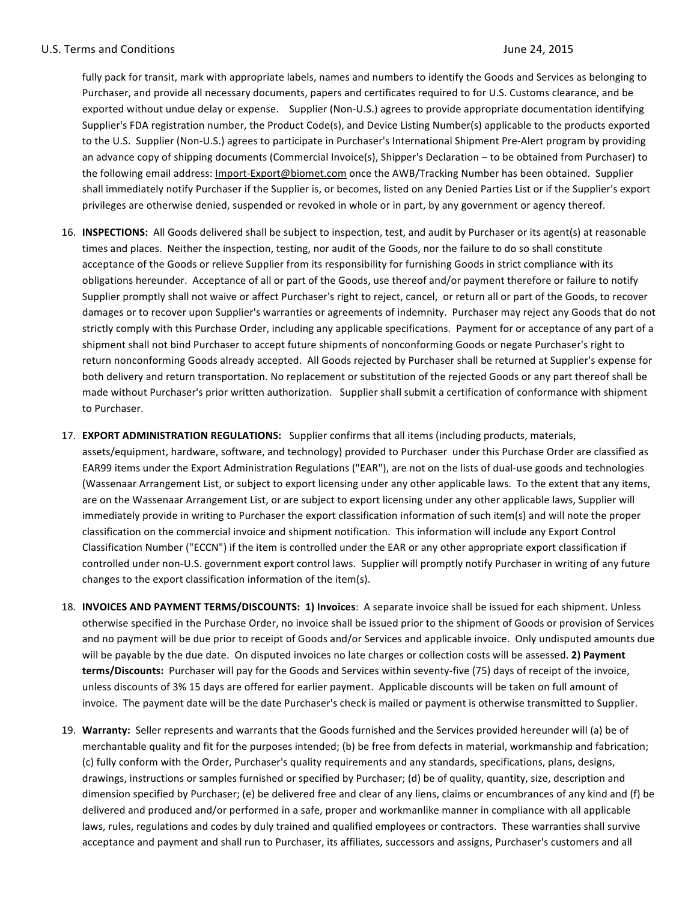fully pack for transit, mark with appropriate labels, names and numbers to identify the Goods and Services as belonging to Purchaser, and provide all necessary documents, papers and certificates required to for U.S. Customs clearance, and be exported without undue delay or expense. Supplier (Non-U.S.) agrees to provide appropriate documentation identifying Supplier's FDA registration number, the Product Code(s), and Device Listing Number(s) applicable to the products exported to the U.S. Supplier (Non-U.S.) agrees to participate in Purchaser's International Shipment Pre-Alert program by providing an advance copy of shipping documents (Commercial Invoice(s), Shipper's Declaration – to be obtained from Purchaser) to the following email address: Import-Export@biomet.com once the AWB/Tracking Number has been obtained. Supplier shall immediately notify Purchaser if the Supplier is, or becomes, listed on any Denied Parties List or if the Supplier's export privileges are otherwise denied, suspended or revoked in whole or in part, by any government or agency thereof.

16. **INSPECTIONS:** All Goods delivered shall be subject to inspection, test, and audit by Purchaser or its agent(s) at reasonable times and places. Neither the inspection, testing, nor audit of the Goods, nor the failure to do so shall constitute acceptance of the Goods or relieve Supplier from its responsibility for furnishing Goods in strict compliance with its obligations hereunder. Acceptance of all or part of the Goods, use thereof and/or payment therefore or failure to notify Supplier promptly shall not waive or affect Purchaser's right to reject, cancel, or return all or part of the Goods, to recover damages or to recover upon Supplier's warranties or agreements of indemnity. Purchaser may reject any Goods that do not strictly comply with this Purchase Order, including any applicable specifications. Payment for or acceptance of any part of a shipment shall not bind Purchaser to accept future shipments of nonconforming Goods or negate Purchaser's right to return nonconforming Goods already accepted. All Goods rejected by Purchaser shall be returned at Supplier's expense for both delivery and return transportation. No replacement or substitution of the rejected Goods or any part thereof shall be made without Purchaser's prior written authorization. Supplier shall submit a certification of conformance with shipment to Purchaser.

17. **EXPORT ADMINISTRATION REGULATIONS:** Supplier confirms that all items (including products, materials, assets/equipment, hardware, software, and technology) provided to Purchaser under this Purchase Order are classified as EAR99 items under the Export Administration Regulations ("EAR"), are not on the lists of dual-use goods and technologies (Wassenaar Arrangement List, or subject to export licensing under any other applicable laws. To the extent that any items, are on the Wassenaar Arrangement List, or are subject to export licensing under any other applicable laws, Supplier will immediately provide in writing to Purchaser the export classification information of such item(s) and will note the proper classification on the commercial invoice and shipment notification. This information will include any Export Control Classification Number ("ECCN") if the item is controlled under the EAR or any other appropriate export classification if controlled under non-U.S. government export control laws. Supplier will promptly notify Purchaser in writing of any future changes to the export classification information of the item(s).

18. **INVOICES AND PAYMENT TERMS/DISCOUNTS: 1) Invoices**: A separate invoice shall be issued for each shipment. Unless otherwise specified in the Purchase Order, no invoice shall be issued prior to the shipment of Goods or provision of Services and no payment will be due prior to receipt of Goods and/or Services and applicable invoice. Only undisputed amounts due will be payable by the due date. On disputed invoices no late charges or collection costs will be assessed. **2) Payment terms/Discounts:** Purchaser will pay for the Goods and Services within seventy-five (75) days of receipt of the invoice, unless discounts of 3% 15 days are offered for earlier payment. Applicable discounts will be taken on full amount of invoice. The payment date will be the date Purchaser's check is mailed or payment is otherwise transmitted to Supplier.

19. **Warranty:** Seller represents and warrants that the Goods furnished and the Services provided hereunder will (a) be of merchantable quality and fit for the purposes intended; (b) be free from defects in material, workmanship and fabrication; (c) fully conform with the Order, Purchaser's quality requirements and any standards, specifications, plans, designs, drawings, instructions or samples furnished or specified by Purchaser; (d) be of quality, quantity, size, description and dimension specified by Purchaser; (e) be delivered free and clear of any liens, claims or encumbrances of any kind and (f) be delivered and produced and/or performed in a safe, proper and workmanlike manner in compliance with all applicable laws, rules, regulations and codes by duly trained and qualified employees or contractors. These warranties shall survive acceptance and payment and shall run to Purchaser, its affiliates, successors and assigns, Purchaser's customers and all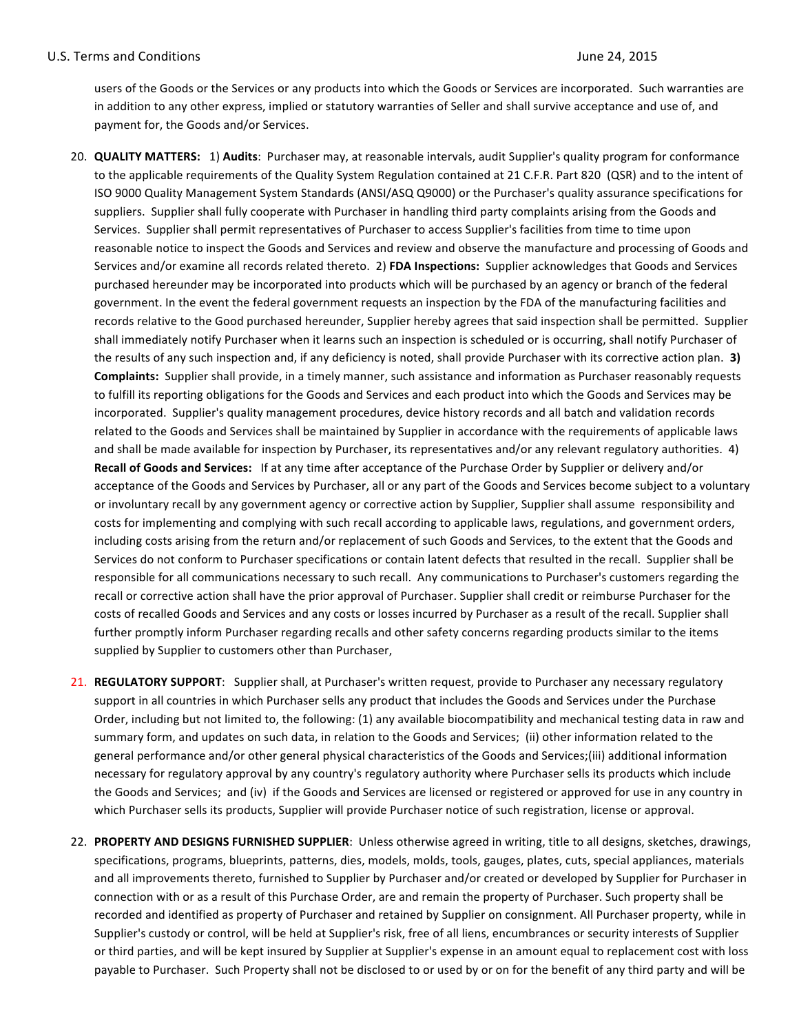users of the Goods or the Services or any products into which the Goods or Services are incorporated. Such warranties are in addition to any other express, implied or statutory warranties of Seller and shall survive acceptance and use of, and payment for, the Goods and/or Services.

20. **QUALITY MATTERS:** 1) **Audits**: Purchaser may, at reasonable intervals, audit Supplier's quality program for conformance to the applicable requirements of the Quality System Regulation contained at 21 C.F.R. Part 820 (QSR) and to the intent of ISO 9000 Quality Management System Standards (ANSI/ASQ Q9000) or the Purchaser's quality assurance specifications for suppliers. Supplier shall fully cooperate with Purchaser in handling third party complaints arising from the Goods and Services. Supplier shall permit representatives of Purchaser to access Supplier's facilities from time to time upon reasonable notice to inspect the Goods and Services and review and observe the manufacture and processing of Goods and Services and/or examine all records related thereto. 2) **FDA Inspections:** Supplier acknowledges that Goods and Services purchased hereunder may be incorporated into products which will be purchased by an agency or branch of the federal government. In the event the federal government requests an inspection by the FDA of the manufacturing facilities and records relative to the Good purchased hereunder, Supplier hereby agrees that said inspection shall be permitted. Supplier shall immediately notify Purchaser when it learns such an inspection is scheduled or is occurring, shall notify Purchaser of the results of any such inspection and, if any deficiency is noted, shall provide Purchaser with its corrective action plan. **3) Complaints:** Supplier shall provide, in a timely manner, such assistance and information as Purchaser reasonably requests to fulfill its reporting obligations for the Goods and Services and each product into which the Goods and Services may be incorporated. Supplier's quality management procedures, device history records and all batch and validation records related to the Goods and Services shall be maintained by Supplier in accordance with the requirements of applicable laws and shall be made available for inspection by Purchaser, its representatives and/or any relevant regulatory authorities. 4) **Recall of Goods and Services:** If at any time after acceptance of the Purchase Order by Supplier or delivery and/or acceptance of the Goods and Services by Purchaser, all or any part of the Goods and Services become subject to a voluntary or involuntary recall by any government agency or corrective action by Supplier, Supplier shall assume responsibility and costs for implementing and complying with such recall according to applicable laws, regulations, and government orders, including costs arising from the return and/or replacement of such Goods and Services, to the extent that the Goods and Services do not conform to Purchaser specifications or contain latent defects that resulted in the recall. Supplier shall be responsible for all communications necessary to such recall. Any communications to Purchaser's customers regarding the recall or corrective action shall have the prior approval of Purchaser. Supplier shall credit or reimburse Purchaser for the costs of recalled Goods and Services and any costs or losses incurred by Purchaser as a result of the recall. Supplier shall further promptly inform Purchaser regarding recalls and other safety concerns regarding products similar to the items supplied by Supplier to customers other than Purchaser,

21. **REGULATORY SUPPORT**: Supplier shall, at Purchaser's written request, provide to Purchaser any necessary regulatory support in all countries in which Purchaser sells any product that includes the Goods and Services under the Purchase Order, including but not limited to, the following: (1) any available biocompatibility and mechanical testing data in raw and summary form, and updates on such data, in relation to the Goods and Services; (ii) other information related to the general performance and/or other general physical characteristics of the Goods and Services;(iii) additional information necessary for regulatory approval by any country's regulatory authority where Purchaser sells its products which include the Goods and Services; and (iv) if the Goods and Services are licensed or registered or approved for use in any country in which Purchaser sells its products, Supplier will provide Purchaser notice of such registration, license or approval.

22. **PROPERTY AND DESIGNS FURNISHED SUPPLIER**: Unless otherwise agreed in writing, title to all designs, sketches, drawings, specifications, programs, blueprints, patterns, dies, models, molds, tools, gauges, plates, cuts, special appliances, materials and all improvements thereto, furnished to Supplier by Purchaser and/or created or developed by Supplier for Purchaser in connection with or as a result of this Purchase Order, are and remain the property of Purchaser. Such property shall be recorded and identified as property of Purchaser and retained by Supplier on consignment. All Purchaser property, while in Supplier's custody or control, will be held at Supplier's risk, free of all liens, encumbrances or security interests of Supplier or third parties, and will be kept insured by Supplier at Supplier's expense in an amount equal to replacement cost with loss payable to Purchaser. Such Property shall not be disclosed to or used by or on for the benefit of any third party and will be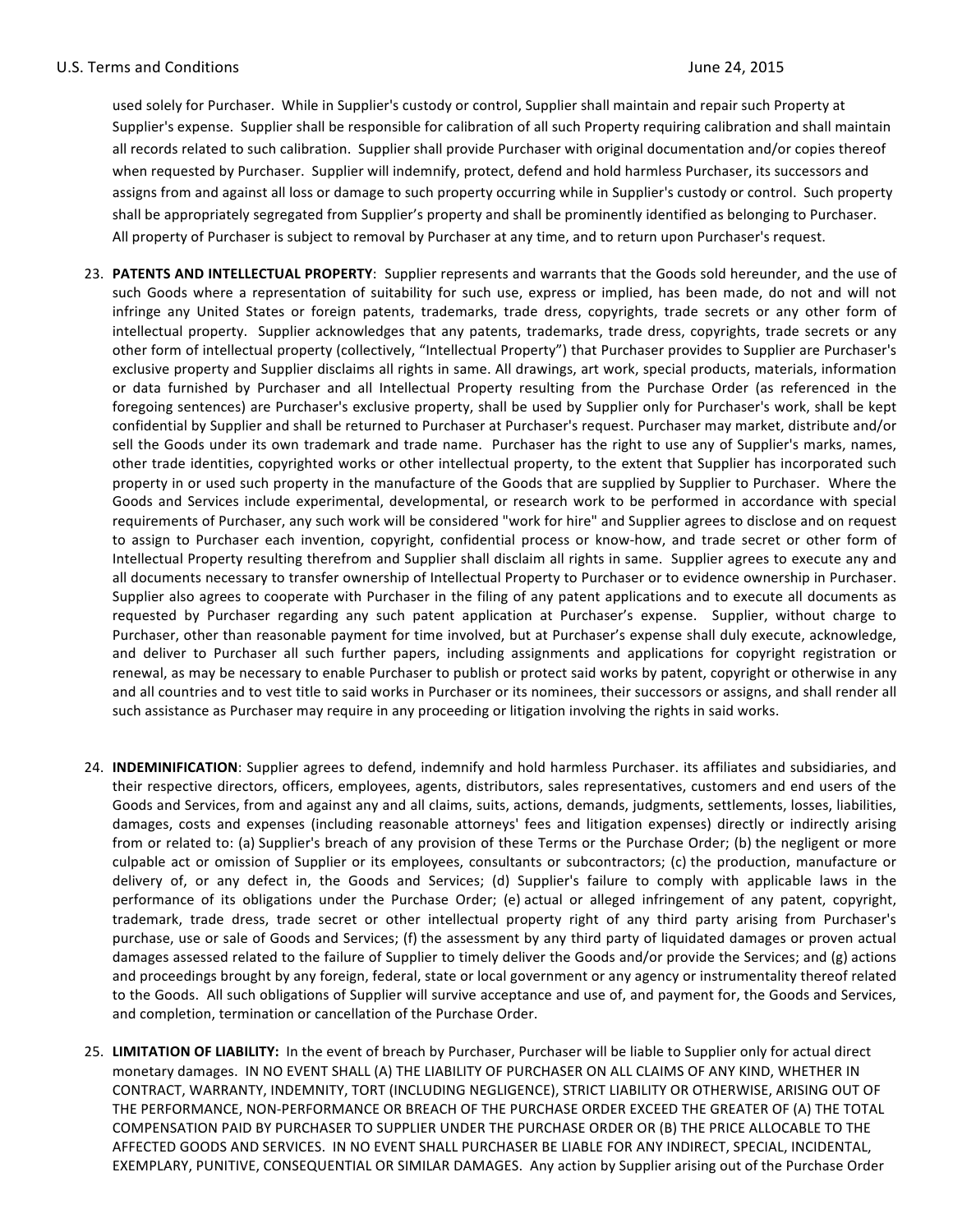used solely for Purchaser. While in Supplier's custody or control, Supplier shall maintain and repair such Property at Supplier's expense. Supplier shall be responsible for calibration of all such Property requiring calibration and shall maintain all records related to such calibration. Supplier shall provide Purchaser with original documentation and/or copies thereof when requested by Purchaser. Supplier will indemnify, protect, defend and hold harmless Purchaser, its successors and assigns from and against all loss or damage to such property occurring while in Supplier's custody or control. Such property shall be appropriately segregated from Supplier's property and shall be prominently identified as belonging to Purchaser. All property of Purchaser is subject to removal by Purchaser at any time, and to return upon Purchaser's request.

23. **PATENTS AND INTELLECTUAL PROPERTY**: Supplier represents and warrants that the Goods sold hereunder, and the use of such Goods where a representation of suitability for such use, express or implied, has been made, do not and will not infringe any United States or foreign patents, trademarks, trade dress, copyrights, trade secrets or any other form of intellectual property. Supplier acknowledges that any patents, trademarks, trade dress, copyrights, trade secrets or any other form of intellectual property (collectively, "Intellectual Property") that Purchaser provides to Supplier are Purchaser's exclusive property and Supplier disclaims all rights in same. All drawings, art work, special products, materials, information or data furnished by Purchaser and all Intellectual Property resulting from the Purchase Order (as referenced in the foregoing sentences) are Purchaser's exclusive property, shall be used by Supplier only for Purchaser's work, shall be kept confidential by Supplier and shall be returned to Purchaser at Purchaser's request. Purchaser may market, distribute and/or sell the Goods under its own trademark and trade name. Purchaser has the right to use any of Supplier's marks, names, other trade identities, copyrighted works or other intellectual property, to the extent that Supplier has incorporated such property in or used such property in the manufacture of the Goods that are supplied by Supplier to Purchaser. Where the Goods and Services include experimental, developmental, or research work to be performed in accordance with special requirements of Purchaser, any such work will be considered "work for hire" and Supplier agrees to disclose and on request to assign to Purchaser each invention, copyright, confidential process or know-how, and trade secret or other form of Intellectual Property resulting therefrom and Supplier shall disclaim all rights in same. Supplier agrees to execute any and all documents necessary to transfer ownership of Intellectual Property to Purchaser or to evidence ownership in Purchaser. Supplier also agrees to cooperate with Purchaser in the filing of any patent applications and to execute all documents as requested by Purchaser regarding any such patent application at Purchaser's expense. Supplier, without charge to Purchaser, other than reasonable payment for time involved, but at Purchaser's expense shall duly execute, acknowledge, and deliver to Purchaser all such further papers, including assignments and applications for copyright registration or renewal, as may be necessary to enable Purchaser to publish or protect said works by patent, copyright or otherwise in any and all countries and to vest title to said works in Purchaser or its nominees, their successors or assigns, and shall render all such assistance as Purchaser may require in any proceeding or litigation involving the rights in said works.

24. **INDEMINIFICATION**: Supplier agrees to defend, indemnify and hold harmless Purchaser. its affiliates and subsidiaries, and their respective directors, officers, employees, agents, distributors, sales representatives, customers and end users of the Goods and Services, from and against any and all claims, suits, actions, demands, judgments, settlements, losses, liabilities, damages, costs and expenses (including reasonable attorneys' fees and litigation expenses) directly or indirectly arising from or related to: (a) Supplier's breach of any provision of these Terms or the Purchase Order; (b) the negligent or more culpable act or omission of Supplier or its employees, consultants or subcontractors; (c) the production, manufacture or delivery of, or any defect in, the Goods and Services; (d) Supplier's failure to comply with applicable laws in the performance of its obligations under the Purchase Order; (e) actual or alleged infringement of any patent, copyright, trademark, trade dress, trade secret or other intellectual property right of any third party arising from Purchaser's purchase, use or sale of Goods and Services; (f) the assessment by any third party of liquidated damages or proven actual damages assessed related to the failure of Supplier to timely deliver the Goods and/or provide the Services; and (g) actions and proceedings brought by any foreign, federal, state or local government or any agency or instrumentality thereof related to the Goods. All such obligations of Supplier will survive acceptance and use of, and payment for, the Goods and Services, and completion, termination or cancellation of the Purchase Order.

25. **LIMITATION OF LIABILITY:** In the event of breach by Purchaser, Purchaser will be liable to Supplier only for actual direct monetary damages. IN NO EVENT SHALL (A) THE LIABILITY OF PURCHASER ON ALL CLAIMS OF ANY KIND, WHETHER IN CONTRACT, WARRANTY, INDEMNITY, TORT (INCLUDING NEGLIGENCE), STRICT LIABILITY OR OTHERWISE, ARISING OUT OF THE PERFORMANCE, NON-PERFORMANCE OR BREACH OF THE PURCHASE ORDER EXCEED THE GREATER OF (A) THE TOTAL COMPENSATION PAID BY PURCHASER TO SUPPLIER UNDER THE PURCHASE ORDER OR (B) THE PRICE ALLOCABLE TO THE AFFECTED GOODS AND SERVICES. IN NO EVENT SHALL PURCHASER BE LIABLE FOR ANY INDIRECT, SPECIAL, INCIDENTAL, EXEMPLARY, PUNITIVE, CONSEQUENTIAL OR SIMILAR DAMAGES. Any action by Supplier arising out of the Purchase Order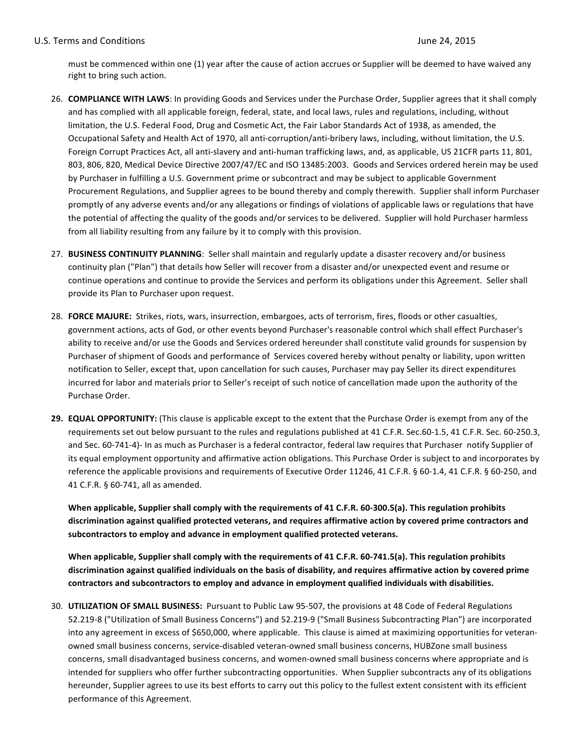must be commenced within one (1) year after the cause of action accrues or Supplier will be deemed to have waived any right to bring such action.

26. **COMPLIANCE WITH LAWS**: In providing Goods and Services under the Purchase Order, Supplier agrees that it shall comply and has complied with all applicable foreign, federal, state, and local laws, rules and regulations, including, without limitation, the U.S. Federal Food, Drug and Cosmetic Act, the Fair Labor Standards Act of 1938, as amended, the Occupational Safety and Health Act of 1970, all anti-corruption/anti-bribery laws, including, without limitation, the U.S. Foreign Corrupt Practices Act, all anti-slavery and anti-human trafficking laws, and, as applicable, US 21CFR parts 11, 801, 803, 806, 820, Medical Device Directive 2007/47/EC and ISO 13485:2003. Goods and Services ordered herein may be used by Purchaser in fulfilling a U.S. Government prime or subcontract and may be subject to applicable Government Procurement Regulations, and Supplier agrees to be bound thereby and comply therewith. Supplier shall inform Purchaser promptly of any adverse events and/or any allegations or findings of violations of applicable laws or regulations that have the potential of affecting the quality of the goods and/or services to be delivered. Supplier will hold Purchaser harmless from all liability resulting from any failure by it to comply with this provision.

27. **BUSINESS CONTINUITY PLANNING**: Seller shall maintain and regularly update a disaster recovery and/or business continuity plan ("Plan") that details how Seller will recover from a disaster and/or unexpected event and resume or continue operations and continue to provide the Services and perform its obligations under this Agreement. Seller shall provide its Plan to Purchaser upon request.

28. **FORCE MAJURE:** Strikes, riots, wars, insurrection, embargoes, acts of terrorism, fires, floods or other casualties, government actions, acts of God, or other events beyond Purchaser's reasonable control which shall effect Purchaser's ability to receive and/or use the Goods and Services ordered hereunder shall constitute valid grounds for suspension by Purchaser of shipment of Goods and performance of Services covered hereby without penalty or liability, upon written notification to Seller, except that, upon cancellation for such causes, Purchaser may pay Seller its direct expenditures incurred for labor and materials prior to Seller's receipt of such notice of cancellation made upon the authority of the Purchase Order.

29. **EQUAL OPPORTUNITY:** (This clause is applicable except to the extent that the Purchase Order is exempt from any of the requirements set out below pursuant to the rules and regulations published at 41 C.F.R. Sec.60-1.5, 41 C.F.R. Sec. 60-250.3, and Sec. 60-741-4)- In as much as Purchaser is a federal contractor, federal law requires that Purchaser notify Supplier of its equal employment opportunity and affirmative action obligations. This Purchase Order is subject to and incorporates by reference the applicable provisions and requirements of Executive Order 11246, 41 C.F.R. § 60-1.4, 41 C.F.R. § 60-250, and 41 C.F.R. § 60-741, all as amended.

    **When applicable, Supplier shall comply with the requirements of 41 C.F.R. 60-300.5(a). This regulation prohibits discrimination against qualified protected veterans, and requires affirmative action by covered prime contractors and subcontractors to employ and advance in employment qualified protected veterans.**

    **When applicable, Supplier shall comply with the requirements of 41 C.F.R. 60-741.5(a). This regulation prohibits discrimination against qualified individuals on the basis of disability, and requires affirmative action by covered prime contractors and subcontractors to employ and advance in employment qualified individuals with disabilities.**

30. **UTILIZATION OF SMALL BUSINESS:** Pursuant to Public Law 95-507, the provisions at 48 Code of Federal Regulations 52.219-8 ("Utilization of Small Business Concerns") and 52.219-9 ("Small Business Subcontracting Plan") are incorporated into any agreement in excess of $650,000, where applicable. This clause is aimed at maximizing opportunities for veteran-owned small business concerns, service-disabled veteran-owned small business concerns, HUBZone small business concerns, small disadvantaged business concerns, and women-owned small business concerns where appropriate and is intended for suppliers who offer further subcontracting opportunities. When Supplier subcontracts any of its obligations hereunder, Supplier agrees to use its best efforts to carry out this policy to the fullest extent consistent with its efficient performance of this Agreement.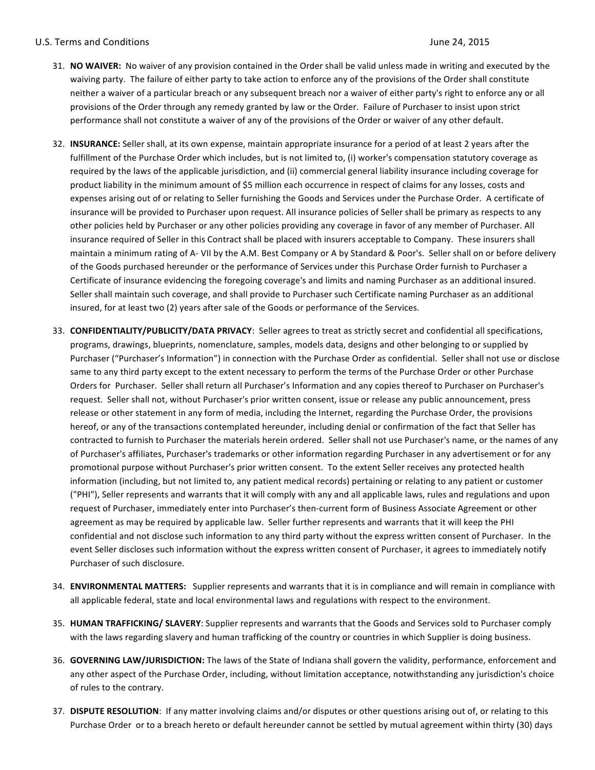31. **NO WAIVER:** No waiver of any provision contained in the Order shall be valid unless made in writing and executed by the waiving party. The failure of either party to take action to enforce any of the provisions of the Order shall constitute neither a waiver of a particular breach or any subsequent breach nor a waiver of either party's right to enforce any or all provisions of the Order through any remedy granted by law or the Order. Failure of Purchaser to insist upon strict performance shall not constitute a waiver of any of the provisions of the Order or waiver of any other default.

32. **INSURANCE:** Seller shall, at its own expense, maintain appropriate insurance for a period of at least 2 years after the fulfillment of the Purchase Order which includes, but is not limited to, (i) worker's compensation statutory coverage as required by the laws of the applicable jurisdiction, and (ii) commercial general liability insurance including coverage for product liability in the minimum amount of $5 million each occurrence in respect of claims for any losses, costs and expenses arising out of or relating to Seller furnishing the Goods and Services under the Purchase Order. A certificate of insurance will be provided to Purchaser upon request. All insurance policies of Seller shall be primary as respects to any other policies held by Purchaser or any other policies providing any coverage in favor of any member of Purchaser. All insurance required of Seller in this Contract shall be placed with insurers acceptable to Company. These insurers shall maintain a minimum rating of A- VII by the A.M. Best Company or A by Standard & Poor's. Seller shall on or before delivery of the Goods purchased hereunder or the performance of Services under this Purchase Order furnish to Purchaser a Certificate of insurance evidencing the foregoing coverage's and limits and naming Purchaser as an additional insured. Seller shall maintain such coverage, and shall provide to Purchaser such Certificate naming Purchaser as an additional insured, for at least two (2) years after sale of the Goods or performance of the Services.

33. **CONFIDENTIALITY/PUBLICITY/DATA PRIVACY**: Seller agrees to treat as strictly secret and confidential all specifications, programs, drawings, blueprints, nomenclature, samples, models data, designs and other belonging to or supplied by Purchaser ("Purchaser's Information") in connection with the Purchase Order as confidential. Seller shall not use or disclose same to any third party except to the extent necessary to perform the terms of the Purchase Order or other Purchase Orders for Purchaser. Seller shall return all Purchaser's Information and any copies thereof to Purchaser on Purchaser's request. Seller shall not, without Purchaser's prior written consent, issue or release any public announcement, press release or other statement in any form of media, including the Internet, regarding the Purchase Order, the provisions hereof, or any of the transactions contemplated hereunder, including denial or confirmation of the fact that Seller has contracted to furnish to Purchaser the materials herein ordered. Seller shall not use Purchaser's name, or the names of any of Purchaser's affiliates, Purchaser's trademarks or other information regarding Purchaser in any advertisement or for any promotional purpose without Purchaser's prior written consent. To the extent Seller receives any protected health information (including, but not limited to, any patient medical records) pertaining or relating to any patient or customer ("PHI"), Seller represents and warrants that it will comply with any and all applicable laws, rules and regulations and upon request of Purchaser, immediately enter into Purchaser's then-current form of Business Associate Agreement or other agreement as may be required by applicable law. Seller further represents and warrants that it will keep the PHI confidential and not disclose such information to any third party without the express written consent of Purchaser. In the event Seller discloses such information without the express written consent of Purchaser, it agrees to immediately notify Purchaser of such disclosure.

34. **ENVIRONMENTAL MATTERS:** Supplier represents and warrants that it is in compliance and will remain in compliance with all applicable federal, state and local environmental laws and regulations with respect to the environment.

35. **HUMAN TRAFFICKING/ SLAVERY**: Supplier represents and warrants that the Goods and Services sold to Purchaser comply with the laws regarding slavery and human trafficking of the country or countries in which Supplier is doing business.

36. **GOVERNING LAW/JURISDICTION:** The laws of the State of Indiana shall govern the validity, performance, enforcement and any other aspect of the Purchase Order, including, without limitation acceptance, notwithstanding any jurisdiction's choice of rules to the contrary.

37. **DISPUTE RESOLUTION**: If any matter involving claims and/or disputes or other questions arising out of, or relating to this Purchase Order or to a breach hereto or default hereunder cannot be settled by mutual agreement within thirty (30) days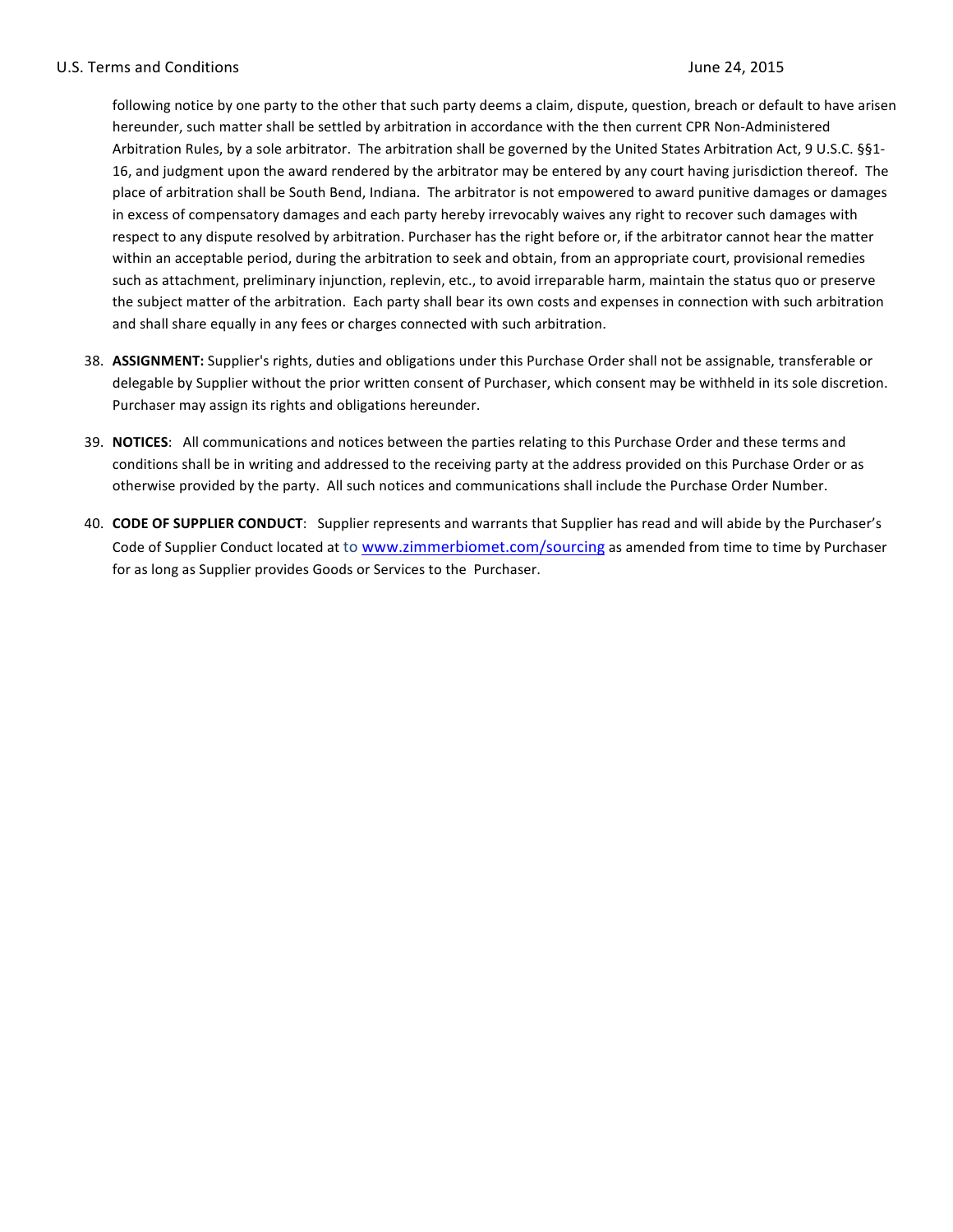following notice by one party to the other that such party deems a claim, dispute, question, breach or default to have arisen hereunder, such matter shall be settled by arbitration in accordance with the then current CPR Non-Administered Arbitration Rules, by a sole arbitrator. The arbitration shall be governed by the United States Arbitration Act, 9 U.S.C. §§1-16, and judgment upon the award rendered by the arbitrator may be entered by any court having jurisdiction thereof. The place of arbitration shall be South Bend, Indiana. The arbitrator is not empowered to award punitive damages or damages in excess of compensatory damages and each party hereby irrevocably waives any right to recover such damages with respect to any dispute resolved by arbitration. Purchaser has the right before or, if the arbitrator cannot hear the matter within an acceptable period, during the arbitration to seek and obtain, from an appropriate court, provisional remedies such as attachment, preliminary injunction, replevin, etc., to avoid irreparable harm, maintain the status quo or preserve the subject matter of the arbitration. Each party shall bear its own costs and expenses in connection with such arbitration and shall share equally in any fees or charges connected with such arbitration.

38. **ASSIGNMENT:** Supplier's rights, duties and obligations under this Purchase Order shall not be assignable, transferable or delegable by Supplier without the prior written consent of Purchaser, which consent may be withheld in its sole discretion. Purchaser may assign its rights and obligations hereunder.

39. **NOTICES**: All communications and notices between the parties relating to this Purchase Order and these terms and conditions shall be in writing and addressed to the receiving party at the address provided on this Purchase Order or as otherwise provided by the party. All such notices and communications shall include the Purchase Order Number.

40. **CODE OF SUPPLIER CONDUCT**: Supplier represents and warrants that Supplier has read and will abide by the Purchaser's Code of Supplier Conduct located at to www.zimmerbiomet.com/sourcing as amended from time to time by Purchaser for as long as Supplier provides Goods or Services to the Purchaser.